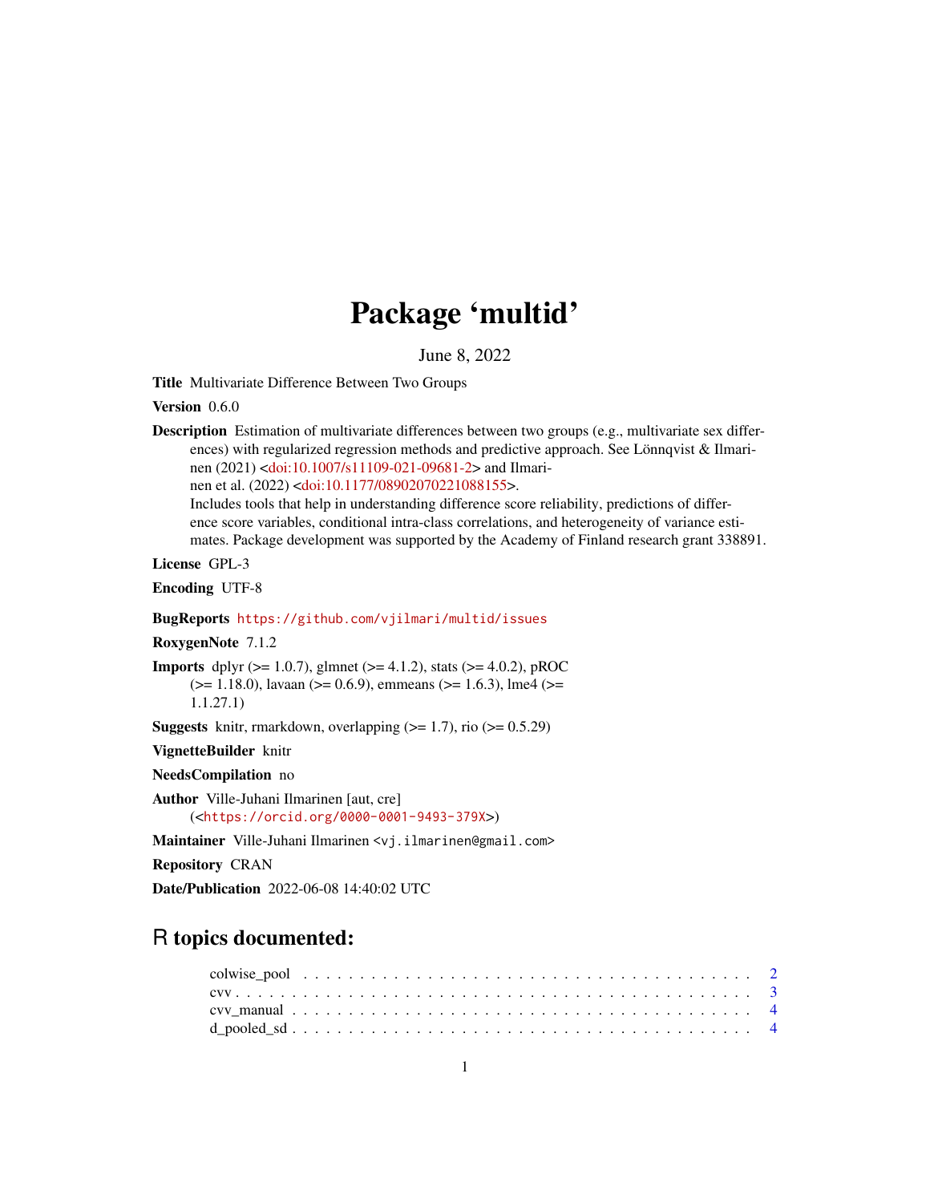# Package 'multid'

June 8, 2022

**Title** Multivariate Difference Between Two Groups

**Version** 0.6.0

**Description** Estimation of multivariate differences between two groups (e.g., multivariate sex differences) with regularized regression methods and predictive approach. See Lönnqvist & Ilmarinen (2021) <doi:10.1007/s11109-021-09681-2> and Ilmarinen et al. (2022) <doi:10.1177/08902070221088155>.
Includes tools that help in understanding difference score reliability, predictions of difference score variables, conditional intra-class correlations, and heterogeneity of variance estimates. Package development was supported by the Academy of Finland research grant 338891.

**License** GPL-3

**Encoding** UTF-8

**BugReports** https://github.com/vjilmari/multid/issues

**RoxygenNote** 7.1.2

**Imports** dplyr (>= 1.0.7), glmnet (>= 4.1.2), stats (>= 4.0.2), pROC (>= 1.18.0), lavaan (>= 0.6.9), emmeans (>= 1.6.3), lme4 (>= 1.1.27.1)

**Suggests** knitr, rmarkdown, overlapping (>= 1.7), rio (>= 0.5.29)

**VignetteBuilder** knitr

**NeedsCompilation** no

**Author** Ville-Juhani Ilmarinen [aut, cre] (<https://orcid.org/0000-0001-9493-379X>)

**Maintainer** Ville-Juhani Ilmarinen <vj.ilmarinen@gmail.com>

**Repository** CRAN

**Date/Publication** 2022-06-08 14:40:02 UTC

## R topics documented:

colwise_pool . . . . . . . . . . . . . . . . . . . . . . . . . . . . . . . . . . . . . . 2
cvv . . . . . . . . . . . . . . . . . . . . . . . . . . . . . . . . . . . . . . . . . . . 3
cvv_manual . . . . . . . . . . . . . . . . . . . . . . . . . . . . . . . . . . . . . . . 4
d_pooled_sd . . . . . . . . . . . . . . . . . . . . . . . . . . . . . . . . . . . . . . 4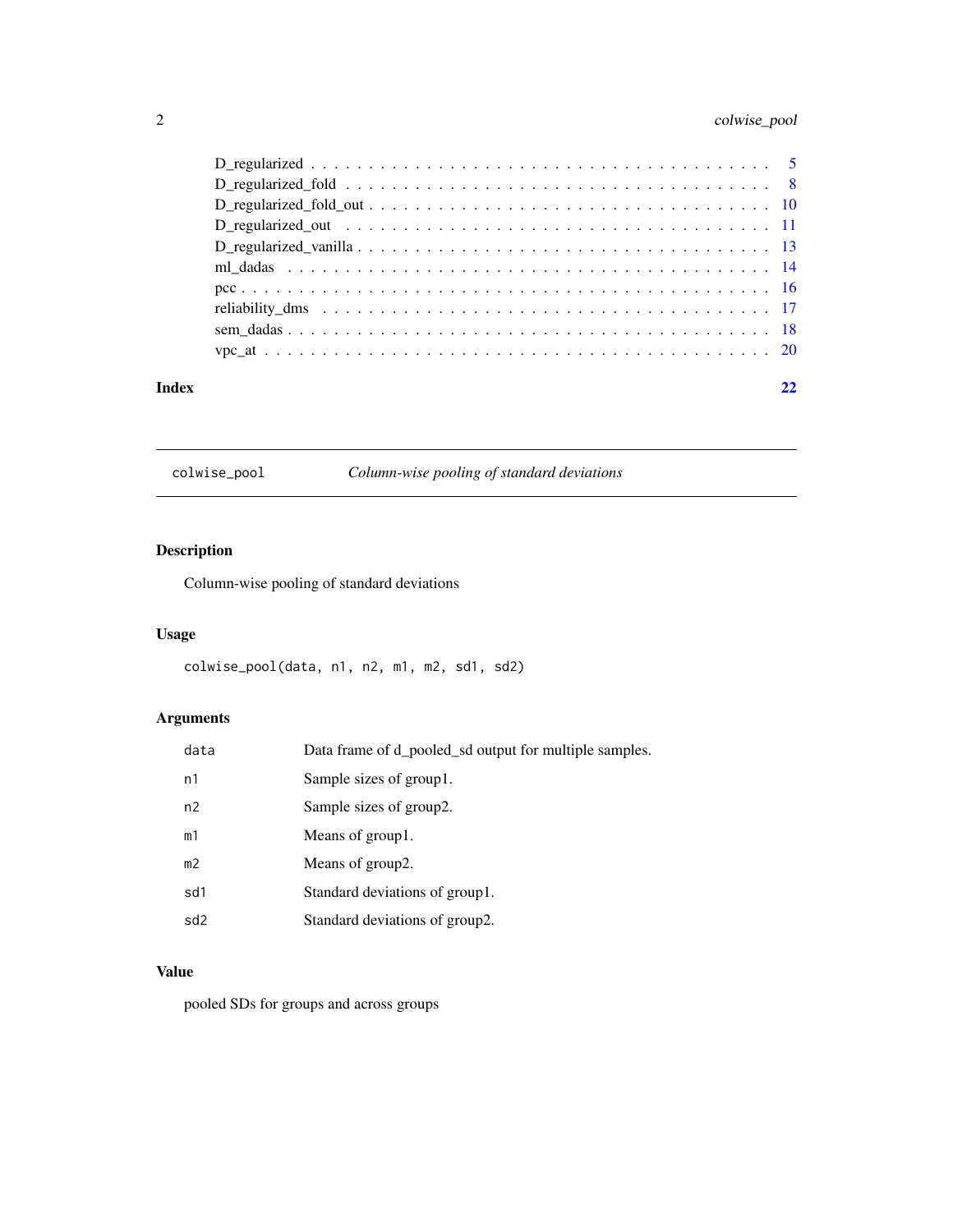D_regularized . . . . . . . . . . . . . . . . . . . . . . . . . . . . . . . . . . . . . 5
D_regularized_fold . . . . . . . . . . . . . . . . . . . . . . . . . . . . . . . . . . . 8
D_regularized_fold_out . . . . . . . . . . . . . . . . . . . . . . . . . . . . . . . . . 10
D_regularized_out . . . . . . . . . . . . . . . . . . . . . . . . . . . . . . . . . . . 11
D_regularized_vanilla . . . . . . . . . . . . . . . . . . . . . . . . . . . . . . . . . 13
ml_dadas . . . . . . . . . . . . . . . . . . . . . . . . . . . . . . . . . . . . . . . 14
pcc . . . . . . . . . . . . . . . . . . . . . . . . . . . . . . . . . . . . . . . . . . 16
reliability_dms . . . . . . . . . . . . . . . . . . . . . . . . . . . . . . . . . . . . 17
sem_dadas . . . . . . . . . . . . . . . . . . . . . . . . . . . . . . . . . . . . . . . 18
vpc_at . . . . . . . . . . . . . . . . . . . . . . . . . . . . . . . . . . . . . . . . . 20

**Index** **22**

---

`colwise_pool` *Column-wise pooling of standard deviations*

---

## Description

Column-wise pooling of standard deviations

## Usage

```
colwise_pool(data, n1, n2, m1, m2, sd1, sd2)
```

## Arguments

| | |
|---|---|
| `data` | Data frame of d_pooled_sd output for multiple samples. |
| `n1` | Sample sizes of group1. |
| `n2` | Sample sizes of group2. |
| `m1` | Means of group1. |
| `m2` | Means of group2. |
| `sd1` | Standard deviations of group1. |
| `sd2` | Standard deviations of group2. |

## Value

pooled SDs for groups and across groups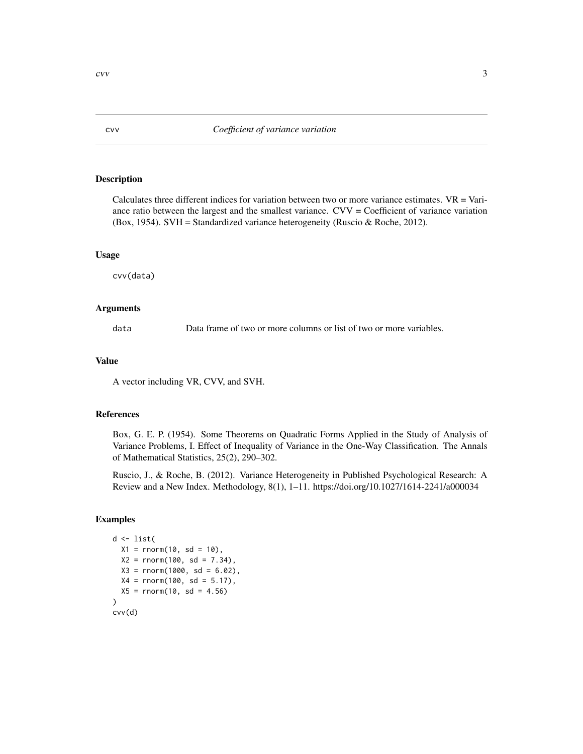cvv *Coefficient of variance variation*

## Description

Calculates three different indices for variation between two or more variance estimates. VR = Variance ratio between the largest and the smallest variance. CVV = Coefficient of variance variation (Box, 1954). SVH = Standardized variance heterogeneity (Ruscio & Roche, 2012).

## Usage

```
cvv(data)
```

## Arguments

| | |
|---|---|
| data | Data frame of two or more columns or list of two or more variables. |

## Value

A vector including VR, CVV, and SVH.

## References

Box, G. E. P. (1954). Some Theorems on Quadratic Forms Applied in the Study of Analysis of Variance Problems, I. Effect of Inequality of Variance in the One-Way Classification. The Annals of Mathematical Statistics, 25(2), 290–302.

Ruscio, J., & Roche, B. (2012). Variance Heterogeneity in Published Psychological Research: A Review and a New Index. Methodology, 8(1), 1–11. https://doi.org/10.1027/1614-2241/a000034

## Examples

```
d <- list(
  X1 = rnorm(10, sd = 10),
  X2 = rnorm(100, sd = 7.34),
  X3 = rnorm(1000, sd = 6.02),
  X4 = rnorm(100, sd = 5.17),
  X5 = rnorm(10, sd = 4.56)
)
cvv(d)
```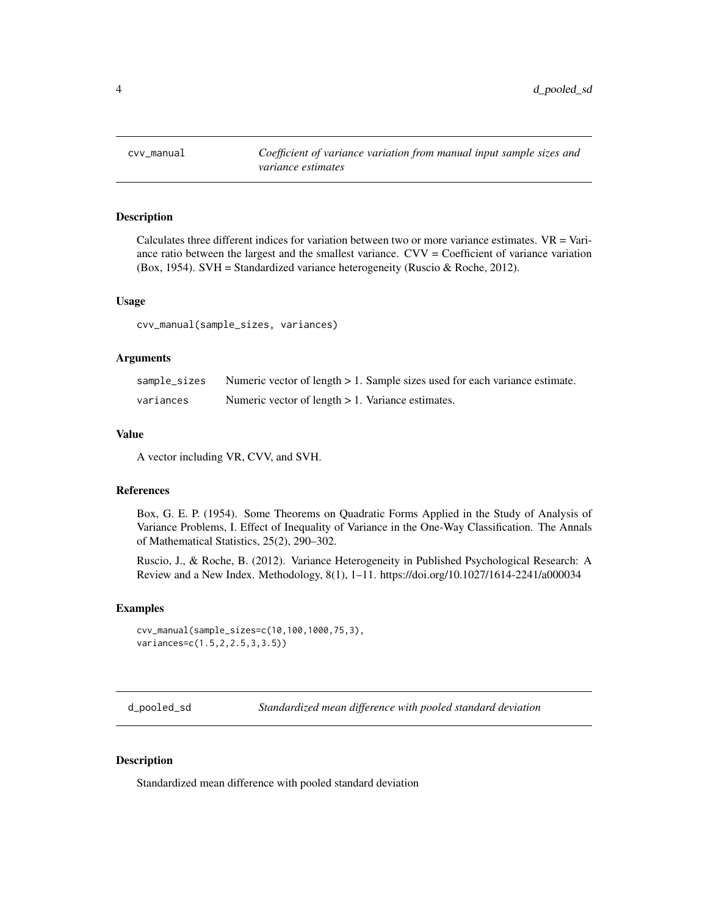## cvv_manual — *Coefficient of variance variation from manual input sample sizes and variance estimates*

### Description

Calculates three different indices for variation between two or more variance estimates. VR = Variance ratio between the largest and the smallest variance. CVV = Coefficient of variance variation (Box, 1954). SVH = Standardized variance heterogeneity (Ruscio & Roche, 2012).

### Usage

```
cvv_manual(sample_sizes, variances)
```

### Arguments

| | |
|---|---|
| sample_sizes | Numeric vector of length > 1. Sample sizes used for each variance estimate. |
| variances | Numeric vector of length > 1. Variance estimates. |

### Value

A vector including VR, CVV, and SVH.

### References

Box, G. E. P. (1954). Some Theorems on Quadratic Forms Applied in the Study of Analysis of Variance Problems, I. Effect of Inequality of Variance in the One-Way Classification. The Annals of Mathematical Statistics, 25(2), 290–302.

Ruscio, J., & Roche, B. (2012). Variance Heterogeneity in Published Psychological Research: A Review and a New Index. Methodology, 8(1), 1–11. https://doi.org/10.1027/1614-2241/a000034

### Examples

```
cvv_manual(sample_sizes=c(10,100,1000,75,3),
variances=c(1.5,2,2.5,3,3.5))
```

## d_pooled_sd — *Standardized mean difference with pooled standard deviation*

### Description

Standardized mean difference with pooled standard deviation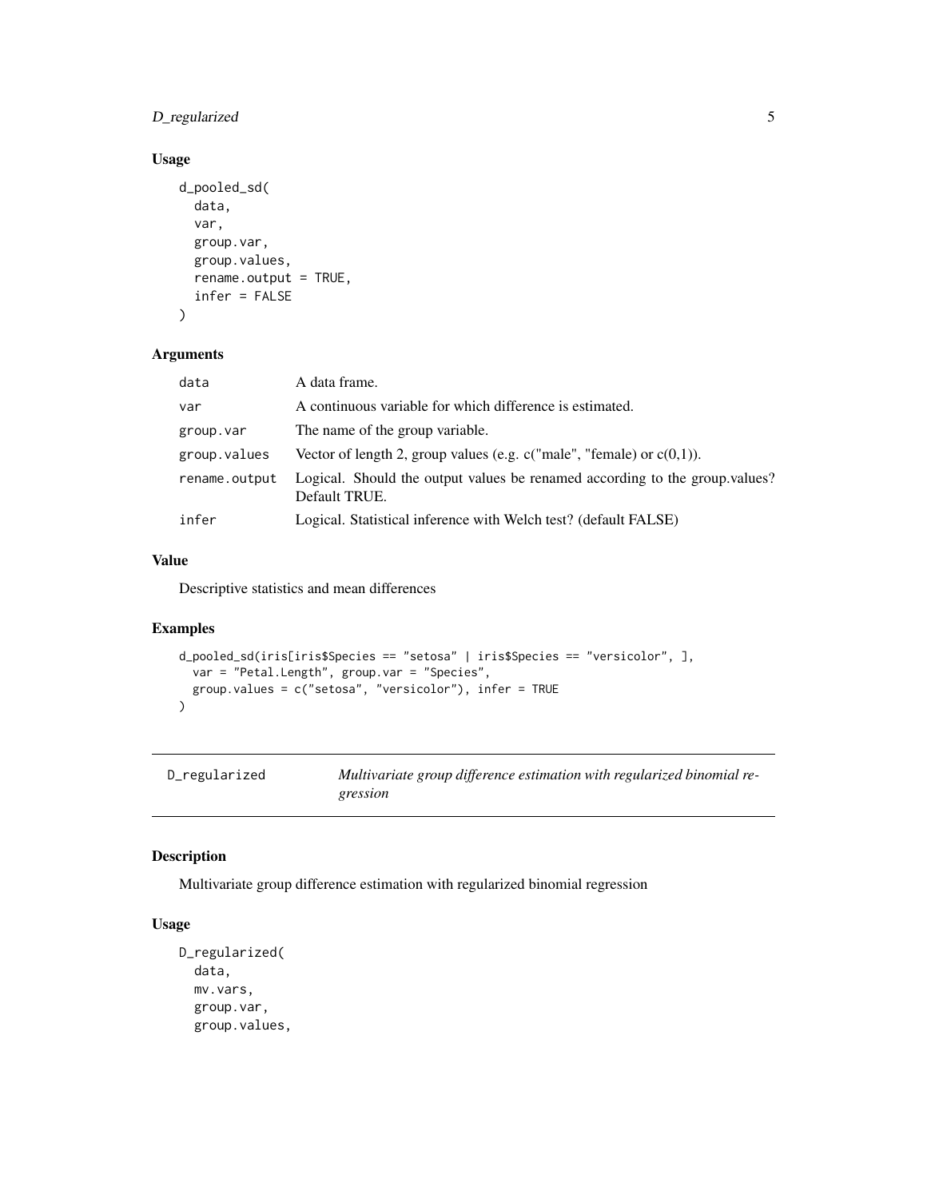## Usage

```
d_pooled_sd(
  data,
  var,
  group.var,
  group.values,
  rename.output = TRUE,
  infer = FALSE
)
```

## Arguments

| | |
|---|---|
| data | A data frame. |
| var | A continuous variable for which difference is estimated. |
| group.var | The name of the group variable. |
| group.values | Vector of length 2, group values (e.g. c("male", "female) or c(0,1)). |
| rename.output | Logical. Should the output values be renamed according to the group.values? Default TRUE. |
| infer | Logical. Statistical inference with Welch test? (default FALSE) |

## Value

Descriptive statistics and mean differences

## Examples

```
d_pooled_sd(iris[iris$Species == "setosa" | iris$Species == "versicolor", ],
  var = "Petal.Length", group.var = "Species",
  group.values = c("setosa", "versicolor"), infer = TRUE
)
```

---

# D_regularized — *Multivariate group difference estimation with regularized binomial regression*

---

## Description

Multivariate group difference estimation with regularized binomial regression

## Usage

```
D_regularized(
  data,
  mv.vars,
  group.var,
  group.values,
```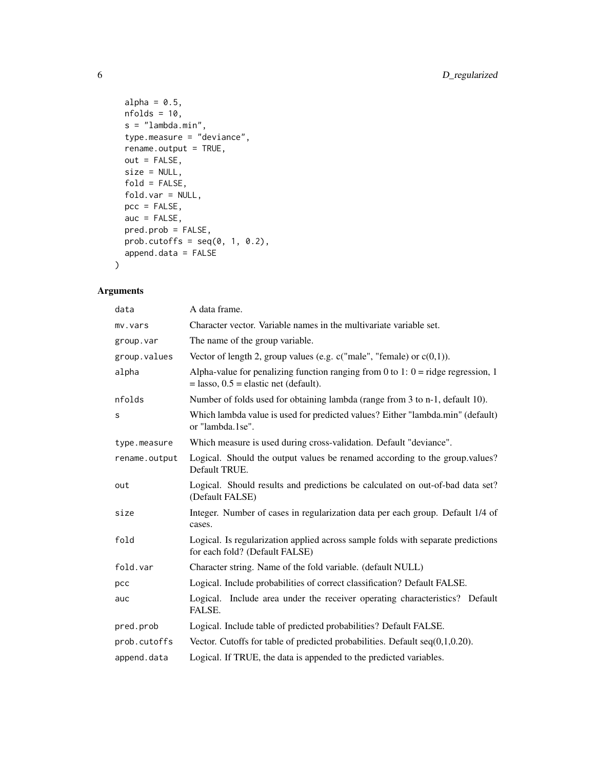```
  alpha = 0.5,
  nfolds = 10,
  s = "lambda.min",
  type.measure = "deviance",
  rename.output = TRUE,
  out = FALSE,
  size = NULL,
  fold = FALSE,
  fold.var = NULL,
  pcc = FALSE,
  auc = FALSE,
  pred.prob = FALSE,
  prob.cutoffs = seq(0, 1, 0.2),
  append.data = FALSE
)
```

## Arguments

| | |
|---|---|
| `data` | A data frame. |
| `mv.vars` | Character vector. Variable names in the multivariate variable set. |
| `group.var` | The name of the group variable. |
| `group.values` | Vector of length 2, group values (e.g. c("male", "female) or c(0,1)). |
| `alpha` | Alpha-value for penalizing function ranging from 0 to 1: 0 = ridge regression, 1 = lasso, 0.5 = elastic net (default). |
| `nfolds` | Number of folds used for obtaining lambda (range from 3 to n-1, default 10). |
| `s` | Which lambda value is used for predicted values? Either "lambda.min" (default) or "lambda.1se". |
| `type.measure` | Which measure is used during cross-validation. Default "deviance". |
| `rename.output` | Logical. Should the output values be renamed according to the group.values? Default TRUE. |
| `out` | Logical. Should results and predictions be calculated on out-of-bad data set? (Default FALSE) |
| `size` | Integer. Number of cases in regularization data per each group. Default 1/4 of cases. |
| `fold` | Logical. Is regularization applied across sample folds with separate predictions for each fold? (Default FALSE) |
| `fold.var` | Character string. Name of the fold variable. (default NULL) |
| `pcc` | Logical. Include probabilities of correct classification? Default FALSE. |
| `auc` | Logical. Include area under the receiver operating characteristics? Default FALSE. |
| `pred.prob` | Logical. Include table of predicted probabilities? Default FALSE. |
| `prob.cutoffs` | Vector. Cutoffs for table of predicted probabilities. Default seq(0,1,0.20). |
| `append.data` | Logical. If TRUE, the data is appended to the predicted variables. |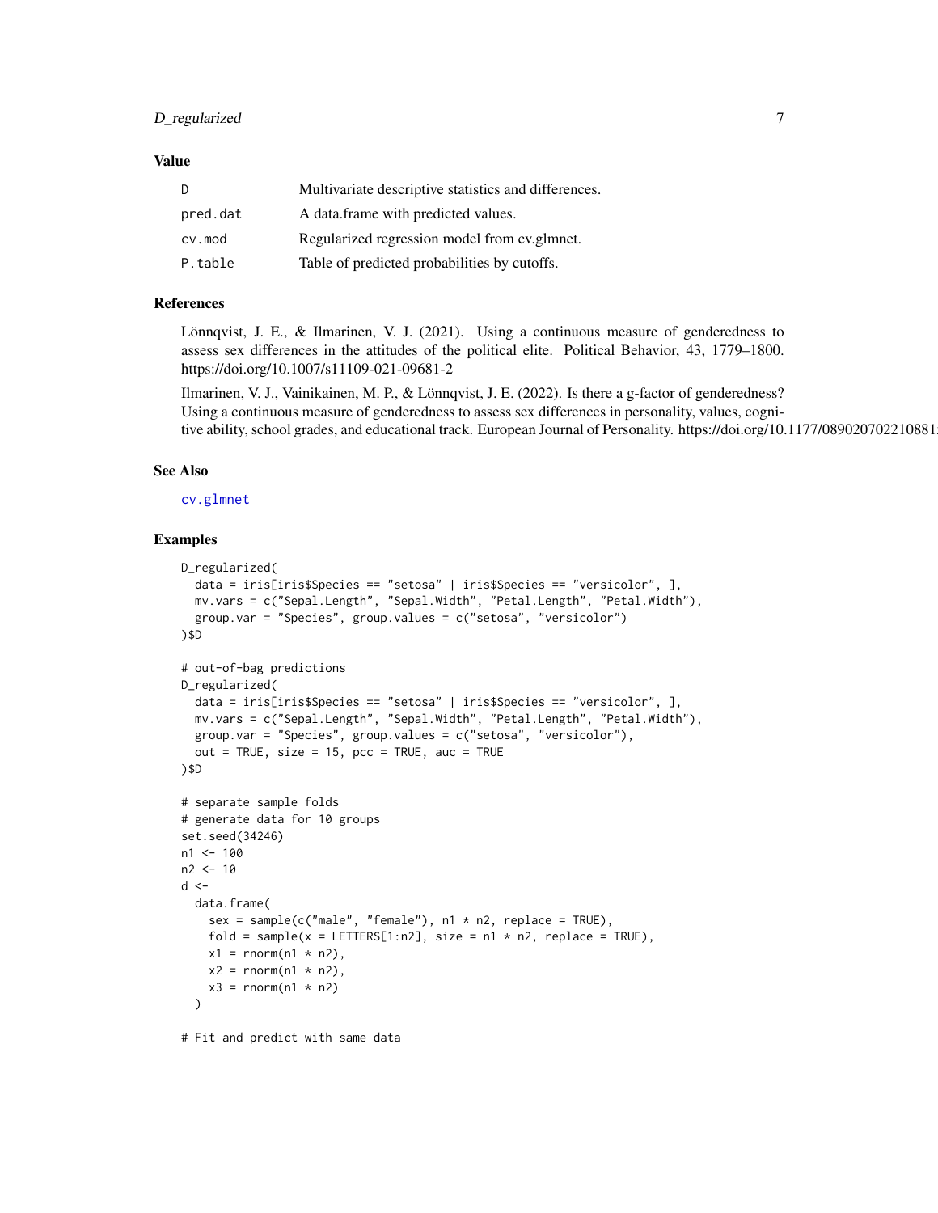### Value

| | |
|---|---|
| D | Multivariate descriptive statistics and differences. |
| pred.dat | A data.frame with predicted values. |
| cv.mod | Regularized regression model from cv.glmnet. |
| P.table | Table of predicted probabilities by cutoffs. |

### References

Lönnqvist, J. E., & Ilmarinen, V. J. (2021). Using a continuous measure of genderedness to assess sex differences in the attitudes of the political elite. Political Behavior, 43, 1779–1800. https://doi.org/10.1007/s11109-021-09681-2

Ilmarinen, V. J., Vainikainen, M. P., & Lönnqvist, J. E. (2022). Is there a g-factor of genderedness? Using a continuous measure of genderedness to assess sex differences in personality, values, cognitive ability, school grades, and educational track. European Journal of Personality. https://doi.org/10.1177/089020702210881

### See Also

cv.glmnet

### Examples

```
D_regularized(
  data = iris[iris$Species == "setosa" | iris$Species == "versicolor", ],
  mv.vars = c("Sepal.Length", "Sepal.Width", "Petal.Length", "Petal.Width"),
  group.var = "Species", group.values = c("setosa", "versicolor")
)$D

# out-of-bag predictions
D_regularized(
  data = iris[iris$Species == "setosa" | iris$Species == "versicolor", ],
  mv.vars = c("Sepal.Length", "Sepal.Width", "Petal.Length", "Petal.Width"),
  group.var = "Species", group.values = c("setosa", "versicolor"),
  out = TRUE, size = 15, pcc = TRUE, auc = TRUE
)$D

# separate sample folds
# generate data for 10 groups
set.seed(34246)
n1 <- 100
n2 <- 10
d <-
  data.frame(
    sex = sample(c("male", "female"), n1 * n2, replace = TRUE),
    fold = sample(x = LETTERS[1:n2], size = n1 * n2, replace = TRUE),
    x1 = rnorm(n1 * n2),
    x2 = rnorm(n1 * n2),
    x3 = rnorm(n1 * n2)
  )

# Fit and predict with same data
```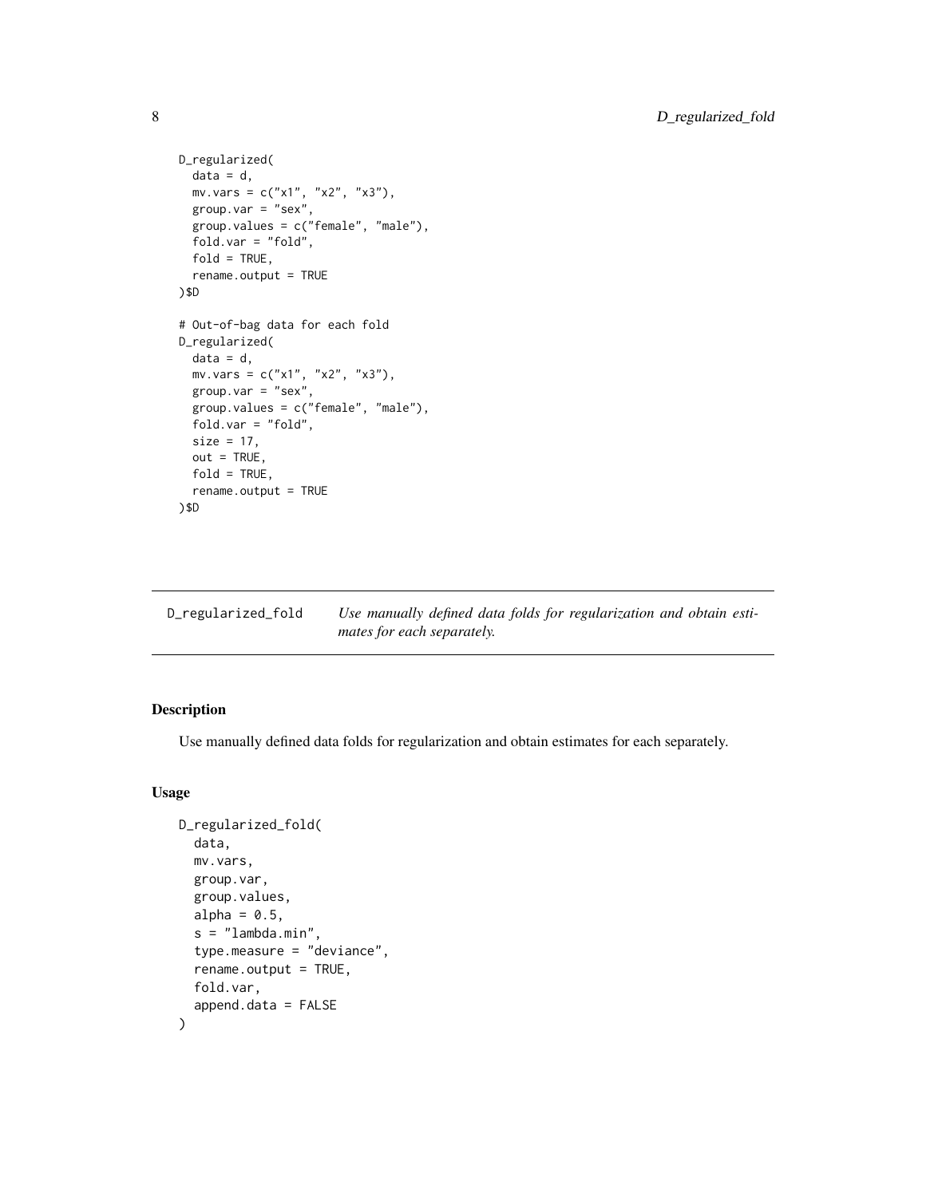```
D_regularized(
  data = d,
  mv.vars = c("x1", "x2", "x3"),
  group.var = "sex",
  group.values = c("female", "male"),
  fold.var = "fold",
  fold = TRUE,
  rename.output = TRUE
)$D

# Out-of-bag data for each fold
D_regularized(
  data = d,
  mv.vars = c("x1", "x2", "x3"),
  group.var = "sex",
  group.values = c("female", "male"),
  fold.var = "fold",
  size = 17,
  out = TRUE,
  fold = TRUE,
  rename.output = TRUE
)$D
```

## D_regularized_fold

*Use manually defined data folds for regularization and obtain estimates for each separately.*

### Description

Use manually defined data folds for regularization and obtain estimates for each separately.

### Usage

```
D_regularized_fold(
  data,
  mv.vars,
  group.var,
  group.values,
  alpha = 0.5,
  s = "lambda.min",
  type.measure = "deviance",
  rename.output = TRUE,
  fold.var,
  append.data = FALSE
)
```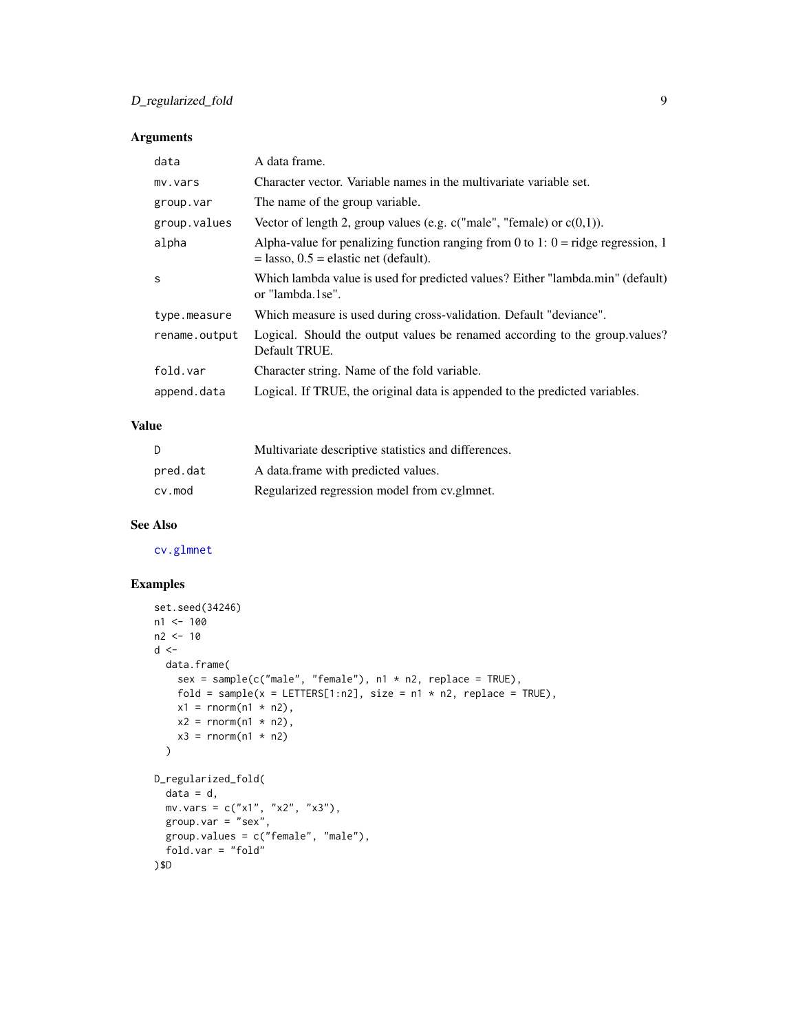### Arguments

| | |
|---|---|
| data | A data frame. |
| mv.vars | Character vector. Variable names in the multivariate variable set. |
| group.var | The name of the group variable. |
| group.values | Vector of length 2, group values (e.g. c("male", "female) or c(0,1)). |
| alpha | Alpha-value for penalizing function ranging from 0 to 1: 0 = ridge regression, 1 = lasso, 0.5 = elastic net (default). |
| s | Which lambda value is used for predicted values? Either "lambda.min" (default) or "lambda.1se". |
| type.measure | Which measure is used during cross-validation. Default "deviance". |
| rename.output | Logical. Should the output values be renamed according to the group.values? Default TRUE. |
| fold.var | Character string. Name of the fold variable. |
| append.data | Logical. If TRUE, the original data is appended to the predicted variables. |

### Value

| | |
|---|---|
| D | Multivariate descriptive statistics and differences. |
| pred.dat | A data.frame with predicted values. |
| cv.mod | Regularized regression model from cv.glmnet. |

### See Also

cv.glmnet

### Examples

```
set.seed(34246)
n1 <- 100
n2 <- 10
d <-
  data.frame(
    sex = sample(c("male", "female"), n1 * n2, replace = TRUE),
    fold = sample(x = LETTERS[1:n2], size = n1 * n2, replace = TRUE),
    x1 = rnorm(n1 * n2),
    x2 = rnorm(n1 * n2),
    x3 = rnorm(n1 * n2)
  )

D_regularized_fold(
  data = d,
  mv.vars = c("x1", "x2", "x3"),
  group.var = "sex",
  group.values = c("female", "male"),
  fold.var = "fold"
)$D
```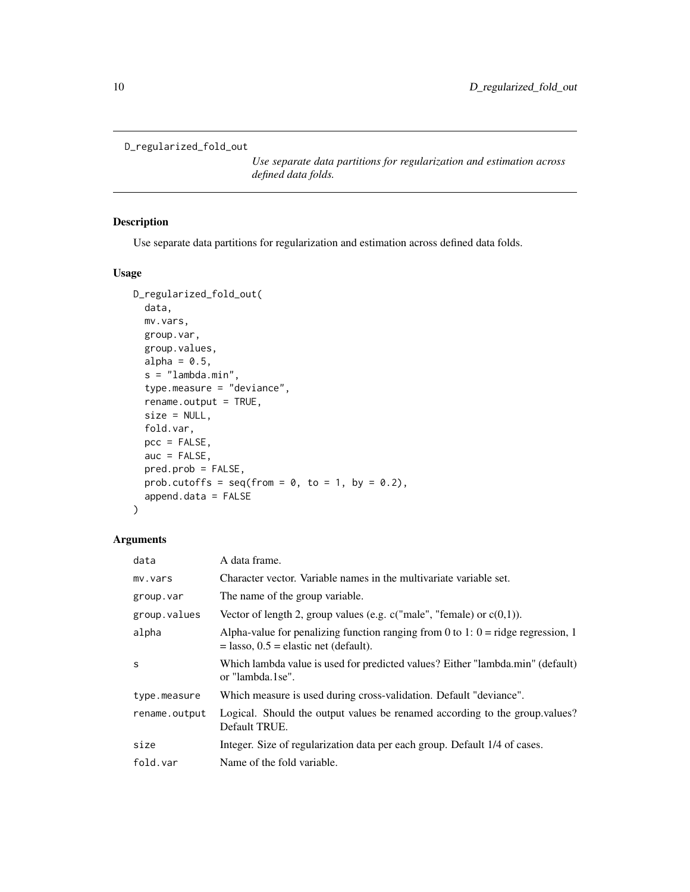D_regularized_fold_out

*Use separate data partitions for regularization and estimation across defined data folds.*

## Description

Use separate data partitions for regularization and estimation across defined data folds.

## Usage

```
D_regularized_fold_out(
  data,
  mv.vars,
  group.var,
  group.values,
  alpha = 0.5,
  s = "lambda.min",
  type.measure = "deviance",
  rename.output = TRUE,
  size = NULL,
  fold.var,
  pcc = FALSE,
  auc = FALSE,
  pred.prob = FALSE,
  prob.cutoffs = seq(from = 0, to = 1, by = 0.2),
  append.data = FALSE
)
```

## Arguments

| | |
|---|---|
| data | A data frame. |
| mv.vars | Character vector. Variable names in the multivariate variable set. |
| group.var | The name of the group variable. |
| group.values | Vector of length 2, group values (e.g. c("male", "female) or c(0,1)). |
| alpha | Alpha-value for penalizing function ranging from 0 to 1: 0 = ridge regression, 1 = lasso, 0.5 = elastic net (default). |
| s | Which lambda value is used for predicted values? Either "lambda.min" (default) or "lambda.1se". |
| type.measure | Which measure is used during cross-validation. Default "deviance". |
| rename.output | Logical. Should the output values be renamed according to the group.values? Default TRUE. |
| size | Integer. Size of regularization data per each group. Default 1/4 of cases. |
| fold.var | Name of the fold variable. |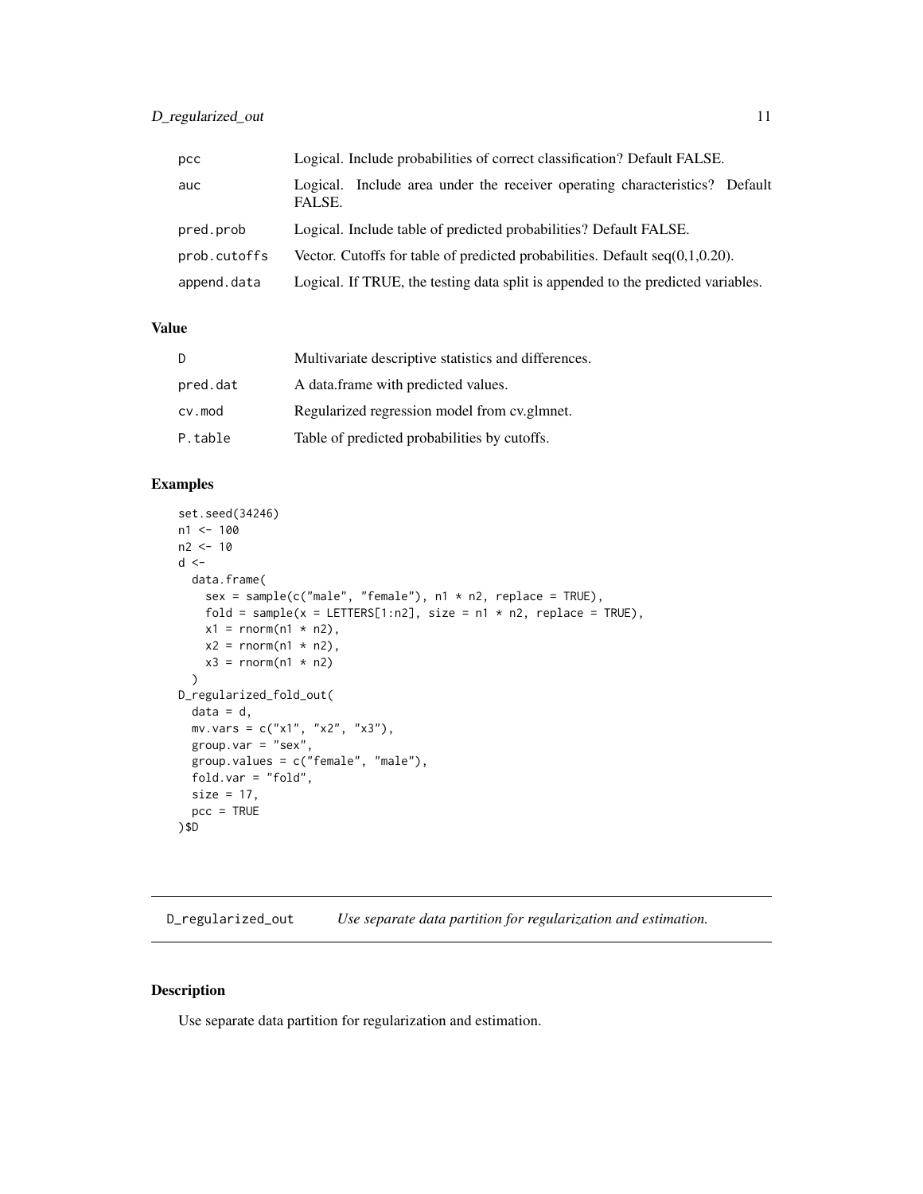| | |
|---|---|
| pcc | Logical. Include probabilities of correct classification? Default FALSE. |
| auc | Logical. Include area under the receiver operating characteristics? Default FALSE. |
| pred.prob | Logical. Include table of predicted probabilities? Default FALSE. |
| prob.cutoffs | Vector. Cutoffs for table of predicted probabilities. Default seq(0,1,0.20). |
| append.data | Logical. If TRUE, the testing data split is appended to the predicted variables. |

### Value

| | |
|---|---|
| D | Multivariate descriptive statistics and differences. |
| pred.dat | A data.frame with predicted values. |
| cv.mod | Regularized regression model from cv.glmnet. |
| P.table | Table of predicted probabilities by cutoffs. |

### Examples

```
set.seed(34246)
n1 <- 100
n2 <- 10
d <-
  data.frame(
    sex = sample(c("male", "female"), n1 * n2, replace = TRUE),
    fold = sample(x = LETTERS[1:n2], size = n1 * n2, replace = TRUE),
    x1 = rnorm(n1 * n2),
    x2 = rnorm(n1 * n2),
    x3 = rnorm(n1 * n2)
  )
D_regularized_fold_out(
  data = d,
  mv.vars = c("x1", "x2", "x3"),
  group.var = "sex",
  group.values = c("female", "male"),
  fold.var = "fold",
  size = 17,
  pcc = TRUE
)$D
```

---

## D_regularized_out *Use separate data partition for regularization and estimation.*

---

### Description

Use separate data partition for regularization and estimation.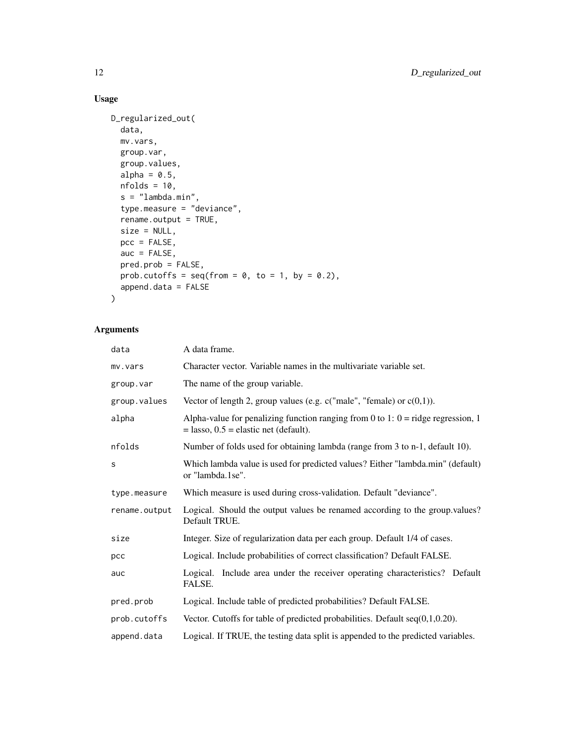## Usage

```
D_regularized_out(
  data,
  mv.vars,
  group.var,
  group.values,
  alpha = 0.5,
  nfolds = 10,
  s = "lambda.min",
  type.measure = "deviance",
  rename.output = TRUE,
  size = NULL,
  pcc = FALSE,
  auc = FALSE,
  pred.prob = FALSE,
  prob.cutoffs = seq(from = 0, to = 1, by = 0.2),
  append.data = FALSE
)
```

## Arguments

| | |
|---|---|
| data | A data frame. |
| mv.vars | Character vector. Variable names in the multivariate variable set. |
| group.var | The name of the group variable. |
| group.values | Vector of length 2, group values (e.g. c("male", "female) or c(0,1)). |
| alpha | Alpha-value for penalizing function ranging from 0 to 1: 0 = ridge regression, 1 = lasso, 0.5 = elastic net (default). |
| nfolds | Number of folds used for obtaining lambda (range from 3 to n-1, default 10). |
| s | Which lambda value is used for predicted values? Either "lambda.min" (default) or "lambda.1se". |
| type.measure | Which measure is used during cross-validation. Default "deviance". |
| rename.output | Logical. Should the output values be renamed according to the group.values? Default TRUE. |
| size | Integer. Size of regularization data per each group. Default 1/4 of cases. |
| pcc | Logical. Include probabilities of correct classification? Default FALSE. |
| auc | Logical. Include area under the receiver operating characteristics? Default FALSE. |
| pred.prob | Logical. Include table of predicted probabilities? Default FALSE. |
| prob.cutoffs | Vector. Cutoffs for table of predicted probabilities. Default seq(0,1,0.20). |
| append.data | Logical. If TRUE, the testing data split is appended to the predicted variables. |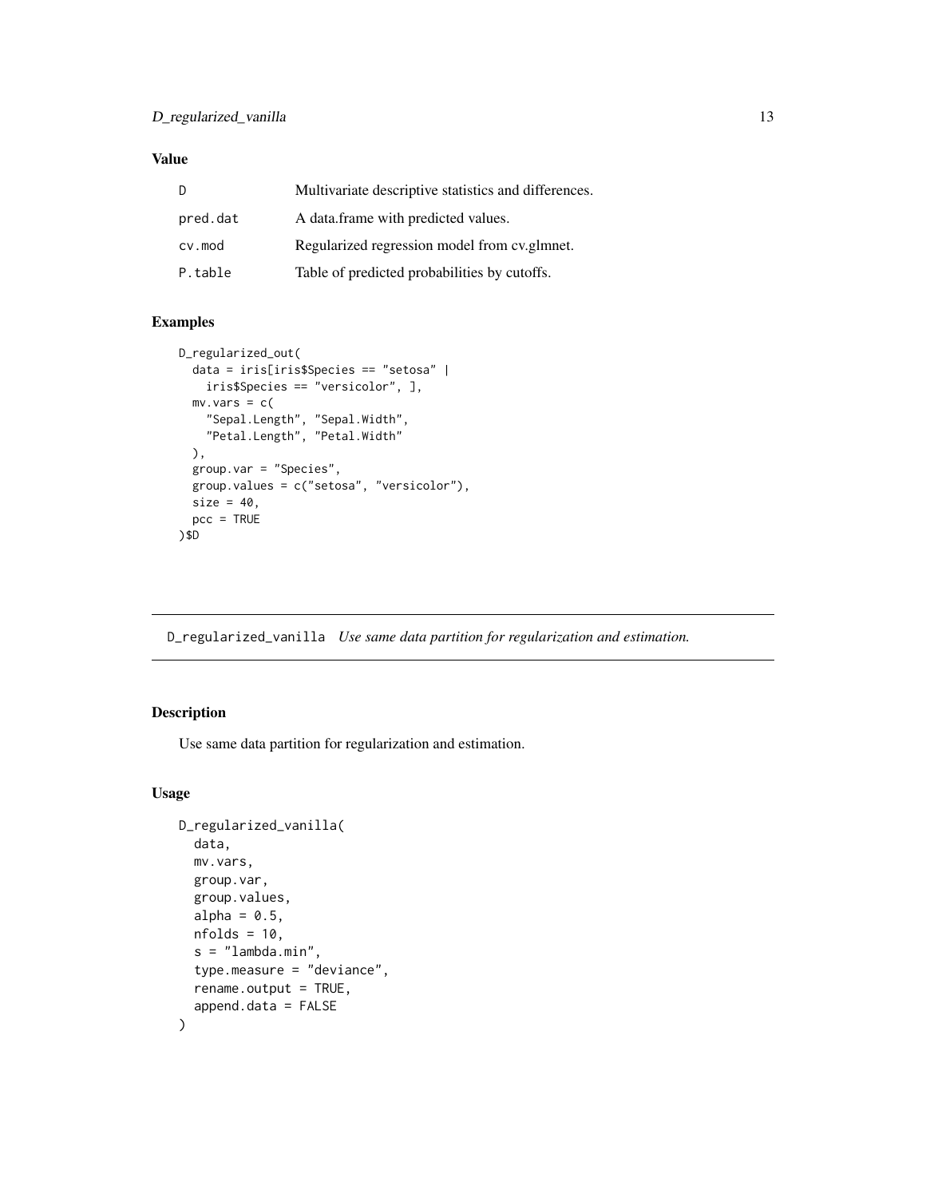## Value

| | |
|---|---|
| D | Multivariate descriptive statistics and differences. |
| pred.dat | A data.frame with predicted values. |
| cv.mod | Regularized regression model from cv.glmnet. |
| P.table | Table of predicted probabilities by cutoffs. |

## Examples

```
D_regularized_out(
  data = iris[iris$Species == "setosa" |
    iris$Species == "versicolor", ],
  mv.vars = c(
    "Sepal.Length", "Sepal.Width",
    "Petal.Length", "Petal.Width"
  ),
  group.var = "Species",
  group.values = c("setosa", "versicolor"),
  size = 40,
  pcc = TRUE
)$D
```

---

# D_regularized_vanilla *Use same data partition for regularization and estimation.*

---

## Description

Use same data partition for regularization and estimation.

## Usage

```
D_regularized_vanilla(
  data,
  mv.vars,
  group.var,
  group.values,
  alpha = 0.5,
  nfolds = 10,
  s = "lambda.min",
  type.measure = "deviance",
  rename.output = TRUE,
  append.data = FALSE
)
```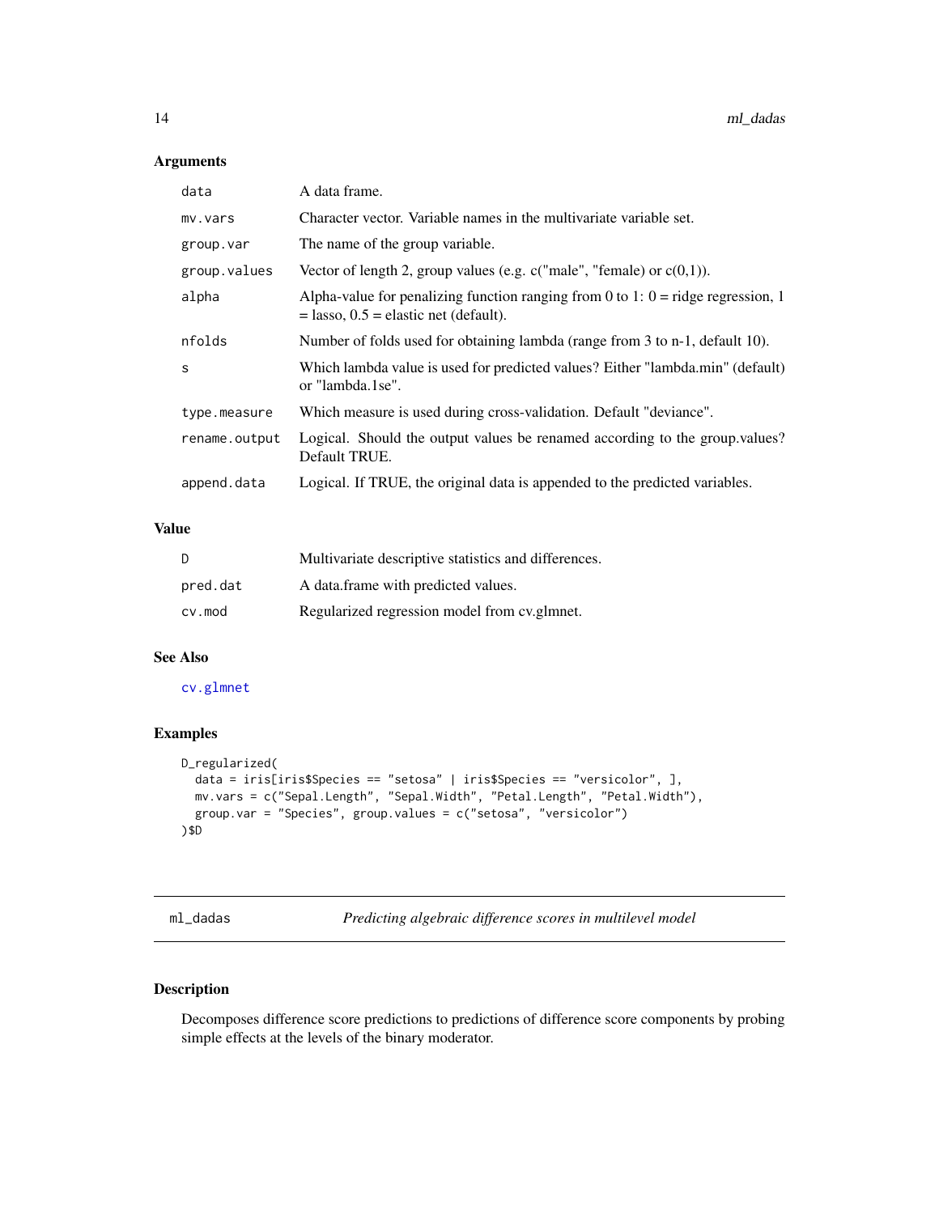## Arguments

| | |
|---|---|
| data | A data frame. |
| mv.vars | Character vector. Variable names in the multivariate variable set. |
| group.var | The name of the group variable. |
| group.values | Vector of length 2, group values (e.g. c("male", "female) or c(0,1)). |
| alpha | Alpha-value for penalizing function ranging from 0 to 1: 0 = ridge regression, 1 = lasso, 0.5 = elastic net (default). |
| nfolds | Number of folds used for obtaining lambda (range from 3 to n-1, default 10). |
| s | Which lambda value is used for predicted values? Either "lambda.min" (default) or "lambda.1se". |
| type.measure | Which measure is used during cross-validation. Default "deviance". |
| rename.output | Logical. Should the output values be renamed according to the group.values? Default TRUE. |
| append.data | Logical. If TRUE, the original data is appended to the predicted variables. |

## Value

| | |
|---|---|
| D | Multivariate descriptive statistics and differences. |
| pred.dat | A data.frame with predicted values. |
| cv.mod | Regularized regression model from cv.glmnet. |

## See Also

cv.glmnet

## Examples

```
D_regularized(
  data = iris[iris$Species == "setosa" | iris$Species == "versicolor", ],
  mv.vars = c("Sepal.Length", "Sepal.Width", "Petal.Length", "Petal.Width"),
  group.var = "Species", group.values = c("setosa", "versicolor")
)$D
```

---

# ml_dadas *Predicting algebraic difference scores in multilevel model*

## Description

Decomposes difference score predictions to predictions of difference score components by probing simple effects at the levels of the binary moderator.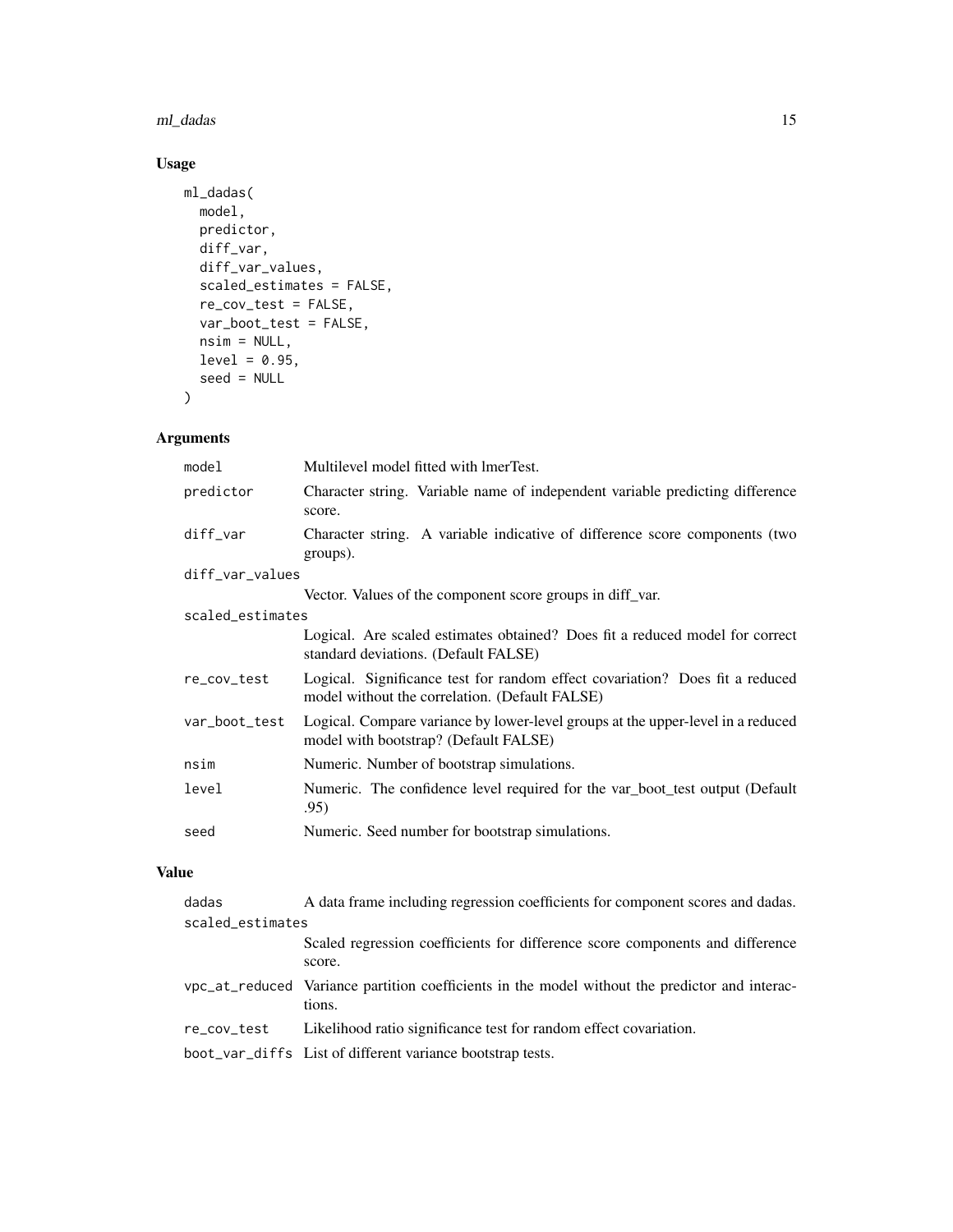## Usage

```
ml_dadas(
  model,
  predictor,
  diff_var,
  diff_var_values,
  scaled_estimates = FALSE,
  re_cov_test = FALSE,
  var_boot_test = FALSE,
  nsim = NULL,
  level = 0.95,
  seed = NULL
)
```

## Arguments

| | |
|---|---|
| `model` | Multilevel model fitted with lmerTest. |
| `predictor` | Character string. Variable name of independent variable predicting difference score. |
| `diff_var` | Character string. A variable indicative of difference score components (two groups). |
| `diff_var_values` | Vector. Values of the component score groups in diff_var. |
| `scaled_estimates` | Logical. Are scaled estimates obtained? Does fit a reduced model for correct standard deviations. (Default FALSE) |
| `re_cov_test` | Logical. Significance test for random effect covariation? Does fit a reduced model without the correlation. (Default FALSE) |
| `var_boot_test` | Logical. Compare variance by lower-level groups at the upper-level in a reduced model with bootstrap? (Default FALSE) |
| `nsim` | Numeric. Number of bootstrap simulations. |
| `level` | Numeric. The confidence level required for the var_boot_test output (Default .95) |
| `seed` | Numeric. Seed number for bootstrap simulations. |

## Value

| | |
|---|---|
| `dadas` | A data frame including regression coefficients for component scores and dadas. |
| `scaled_estimates` | Scaled regression coefficients for difference score components and difference score. |
| `vpc_at_reduced` | Variance partition coefficients in the model without the predictor and interactions. |
| `re_cov_test` | Likelihood ratio significance test for random effect covariation. |
| `boot_var_diffs` | List of different variance bootstrap tests. |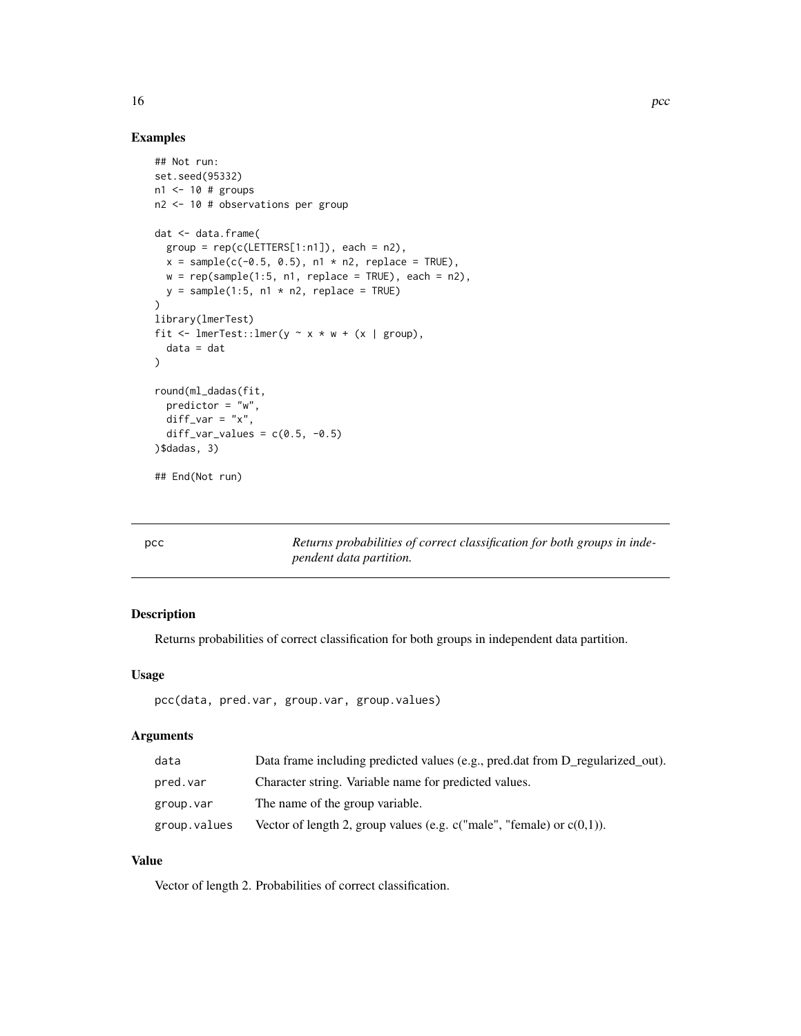## Examples

```
## Not run:
set.seed(95332)
n1 <- 10 # groups
n2 <- 10 # observations per group

dat <- data.frame(
  group = rep(c(LETTERS[1:n1]), each = n2),
  x = sample(c(-0.5, 0.5), n1 * n2, replace = TRUE),
  w = rep(sample(1:5, n1, replace = TRUE), each = n2),
  y = sample(1:5, n1 * n2, replace = TRUE)
)
library(lmerTest)
fit <- lmerTest::lmer(y ~ x * w + (x | group),
  data = dat
)

round(ml_dadas(fit,
  predictor = "w",
  diff_var = "x",
  diff_var_values = c(0.5, -0.5)
)$dadas, 3)

## End(Not run)
```

---

# pcc

*Returns probabilities of correct classification for both groups in independent data partition.*

---

## Description

Returns probabilities of correct classification for both groups in independent data partition.

## Usage

```
pcc(data, pred.var, group.var, group.values)
```

## Arguments

| | |
|---|---|
| data | Data frame including predicted values (e.g., pred.dat from D_regularized_out). |
| pred.var | Character string. Variable name for predicted values. |
| group.var | The name of the group variable. |
| group.values | Vector of length 2, group values (e.g. c("male", "female) or c(0,1)). |

## Value

Vector of length 2. Probabilities of correct classification.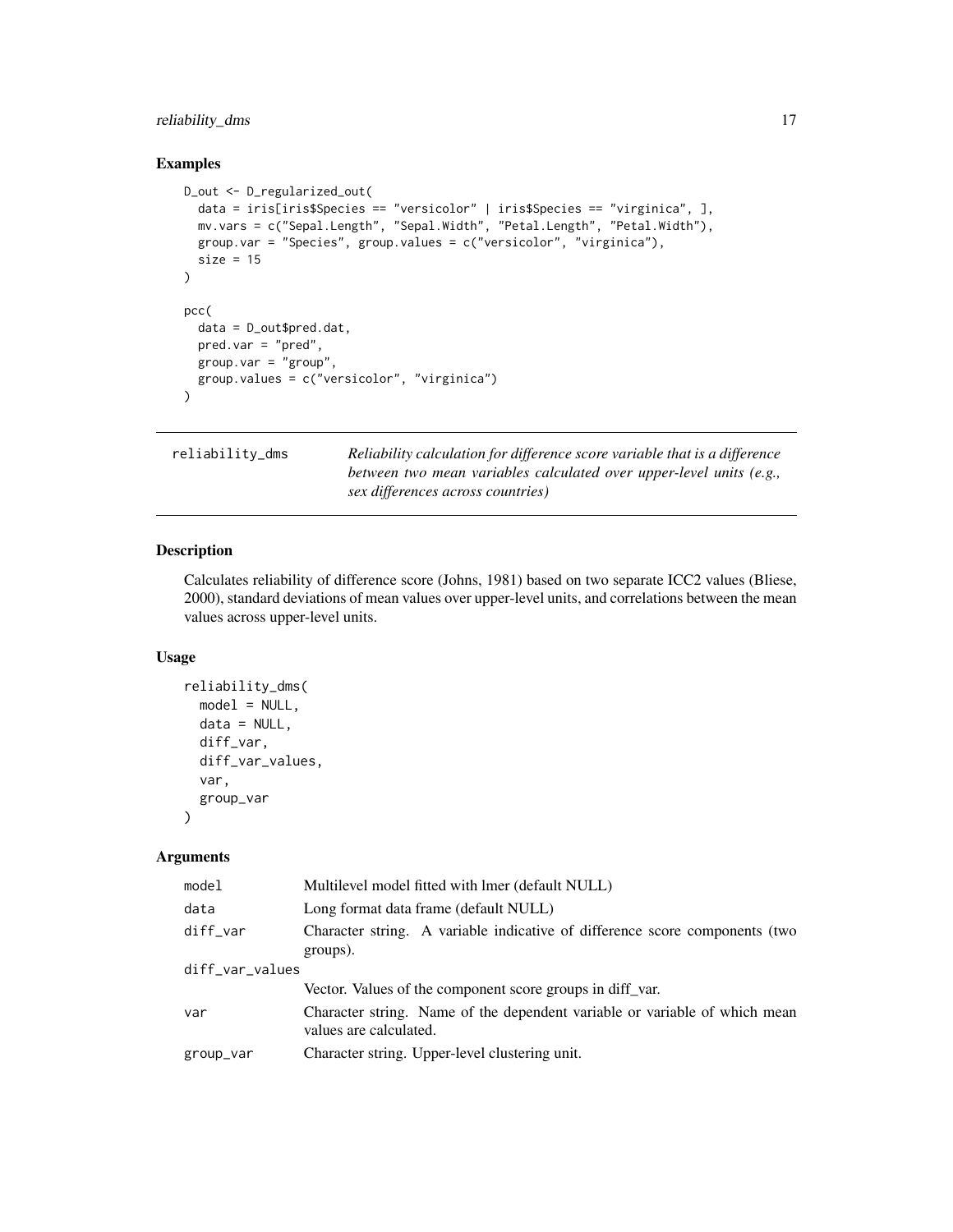## Examples

```
D_out <- D_regularized_out(
  data = iris[iris$Species == "versicolor" | iris$Species == "virginica", ],
  mv.vars = c("Sepal.Length", "Sepal.Width", "Petal.Length", "Petal.Width"),
  group.var = "Species", group.values = c("versicolor", "virginica"),
  size = 15
)

pcc(
  data = D_out$pred.dat,
  pred.var = "pred",
  group.var = "group",
  group.values = c("versicolor", "virginica")
)
```

---

# reliability_dms

*Reliability calculation for difference score variable that is a difference between two mean variables calculated over upper-level units (e.g., sex differences across countries)*

---

## Description

Calculates reliability of difference score (Johns, 1981) based on two separate ICC2 values (Bliese, 2000), standard deviations of mean values over upper-level units, and correlations between the mean values across upper-level units.

## Usage

```
reliability_dms(
  model = NULL,
  data = NULL,
  diff_var,
  diff_var_values,
  var,
  group_var
)
```

## Arguments

| | |
|---|---|
| model | Multilevel model fitted with lmer (default NULL) |
| data | Long format data frame (default NULL) |
| diff_var | Character string. A variable indicative of difference score components (two groups). |
| diff_var_values | Vector. Values of the component score groups in diff_var. |
| var | Character string. Name of the dependent variable or variable of which mean values are calculated. |
| group_var | Character string. Upper-level clustering unit. |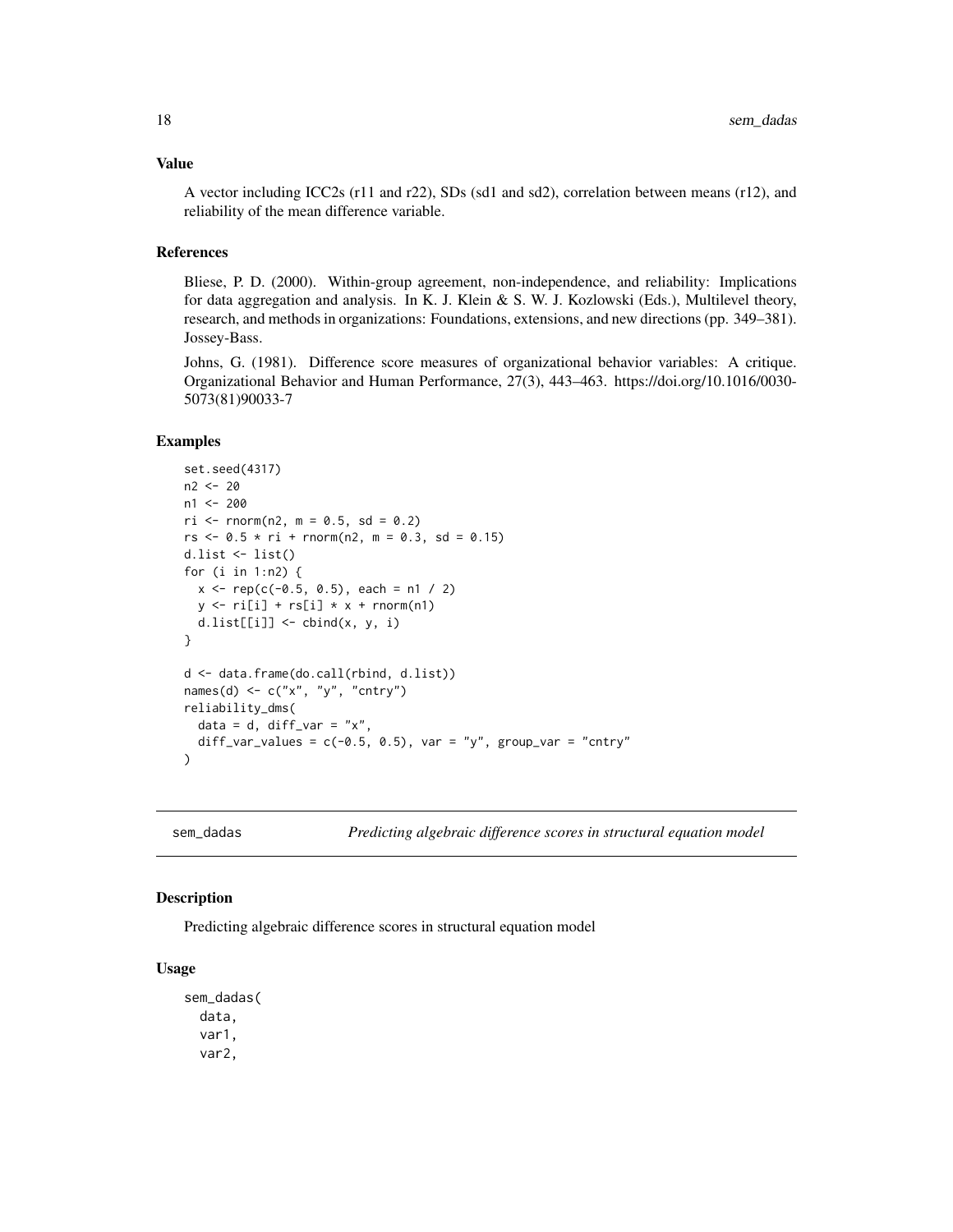### Value

A vector including ICC2s (r11 and r22), SDs (sd1 and sd2), correlation between means (r12), and reliability of the mean difference variable.

### References

Bliese, P. D. (2000). Within-group agreement, non-independence, and reliability: Implications for data aggregation and analysis. In K. J. Klein & S. W. J. Kozlowski (Eds.), Multilevel theory, research, and methods in organizations: Foundations, extensions, and new directions (pp. 349–381). Jossey-Bass.

Johns, G. (1981). Difference score measures of organizational behavior variables: A critique. Organizational Behavior and Human Performance, 27(3), 443–463. https://doi.org/10.1016/0030-5073(81)90033-7

### Examples

```
set.seed(4317)
n2 <- 20
n1 <- 200
ri <- rnorm(n2, m = 0.5, sd = 0.2)
rs <- 0.5 * ri + rnorm(n2, m = 0.3, sd = 0.15)
d.list <- list()
for (i in 1:n2) {
  x <- rep(c(-0.5, 0.5), each = n1 / 2)
  y <- ri[i] + rs[i] * x + rnorm(n1)
  d.list[[i]] <- cbind(x, y, i)
}

d <- data.frame(do.call(rbind, d.list))
names(d) <- c("x", "y", "cntry")
reliability_dms(
  data = d, diff_var = "x",
  diff_var_values = c(-0.5, 0.5), var = "y", group_var = "cntry"
)
```

---

## sem_dadas — *Predicting algebraic difference scores in structural equation model*

---

### Description

Predicting algebraic difference scores in structural equation model

### Usage

```
sem_dadas(
  data,
  var1,
  var2,
```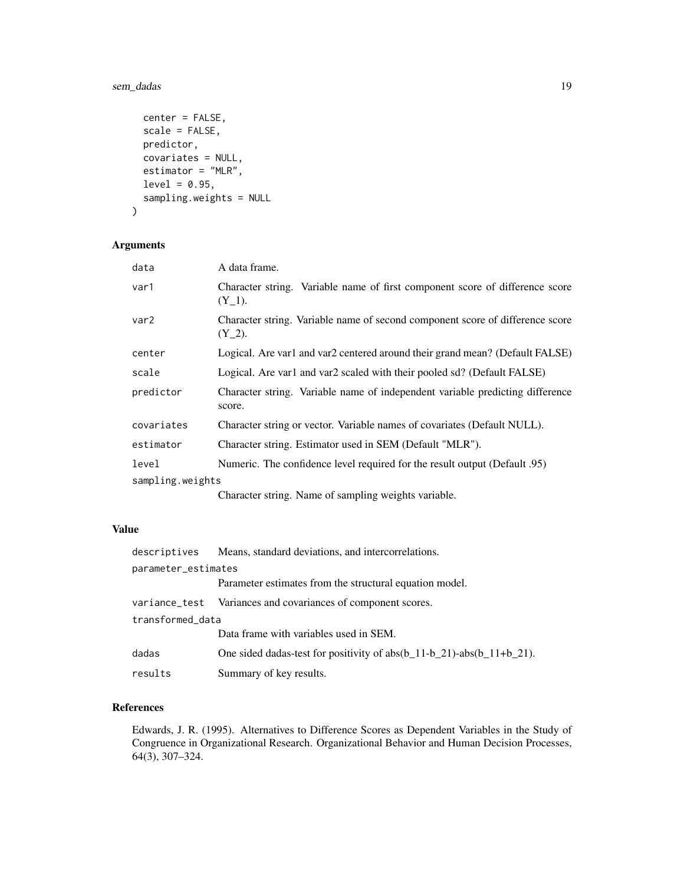```
  center = FALSE,
  scale = FALSE,
  predictor,
  covariates = NULL,
  estimator = "MLR",
  level = 0.95,
  sampling.weights = NULL
)
```

### Arguments

| | |
|---|---|
| `data` | A data frame. |
| `var1` | Character string. Variable name of first component score of difference score (Y_1). |
| `var2` | Character string. Variable name of second component score of difference score (Y_2). |
| `center` | Logical. Are var1 and var2 centered around their grand mean? (Default FALSE) |
| `scale` | Logical. Are var1 and var2 scaled with their pooled sd? (Default FALSE) |
| `predictor` | Character string. Variable name of independent variable predicting difference score. |
| `covariates` | Character string or vector. Variable names of covariates (Default NULL). |
| `estimator` | Character string. Estimator used in SEM (Default "MLR"). |
| `level` | Numeric. The confidence level required for the result output (Default .95) |
| `sampling.weights` | Character string. Name of sampling weights variable. |

### Value

| | |
|---|---|
| `descriptives` | Means, standard deviations, and intercorrelations. |
| `parameter_estimates` | Parameter estimates from the structural equation model. |
| `variance_test` | Variances and covariances of component scores. |
| `transformed_data` | Data frame with variables used in SEM. |
| `dadas` | One sided dadas-test for positivity of abs(b_11-b_21)-abs(b_11+b_21). |
| `results` | Summary of key results. |

### References

Edwards, J. R. (1995). Alternatives to Difference Scores as Dependent Variables in the Study of Congruence in Organizational Research. Organizational Behavior and Human Decision Processes, 64(3), 307–324.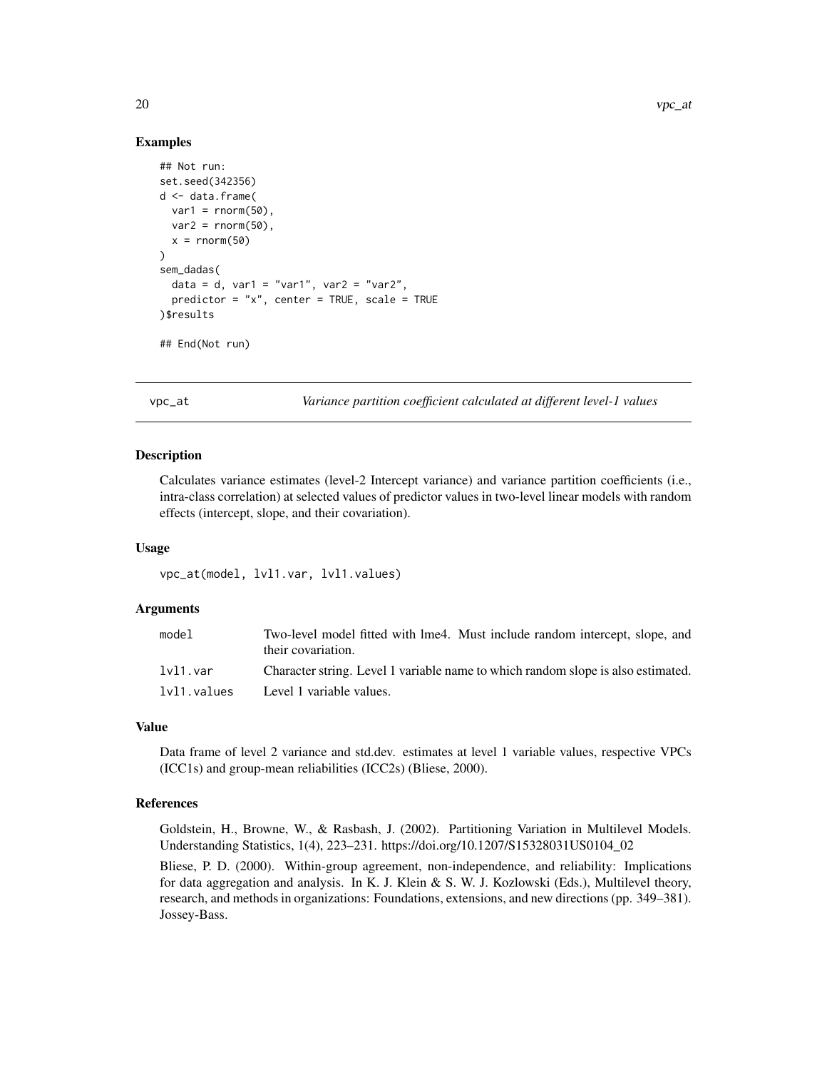### Examples

```
## Not run:
set.seed(342356)
d <- data.frame(
  var1 = rnorm(50),
  var2 = rnorm(50),
  x = rnorm(50)
)
sem_dadas(
  data = d, var1 = "var1", var2 = "var2",
  predictor = "x", center = TRUE, scale = TRUE
)$results

## End(Not run)
```

---

## vpc_at — *Variance partition coefficient calculated at different level-1 values*

---

### Description

Calculates variance estimates (level-2 Intercept variance) and variance partition coefficients (i.e., intra-class correlation) at selected values of predictor values in two-level linear models with random effects (intercept, slope, and their covariation).

### Usage

```
vpc_at(model, lvl1.var, lvl1.values)
```

### Arguments

| | |
|---|---|
| `model` | Two-level model fitted with lme4. Must include random intercept, slope, and their covariation. |
| `lvl1.var` | Character string. Level 1 variable name to which random slope is also estimated. |
| `lvl1.values` | Level 1 variable values. |

### Value

Data frame of level 2 variance and std.dev. estimates at level 1 variable values, respective VPCs (ICC1s) and group-mean reliabilities (ICC2s) (Bliese, 2000).

### References

Goldstein, H., Browne, W., & Rasbash, J. (2002). Partitioning Variation in Multilevel Models. Understanding Statistics, 1(4), 223–231. https://doi.org/10.1207/S15328031US0104_02

Bliese, P. D. (2000). Within-group agreement, non-independence, and reliability: Implications for data aggregation and analysis. In K. J. Klein & S. W. J. Kozlowski (Eds.), Multilevel theory, research, and methods in organizations: Foundations, extensions, and new directions (pp. 349–381). Jossey-Bass.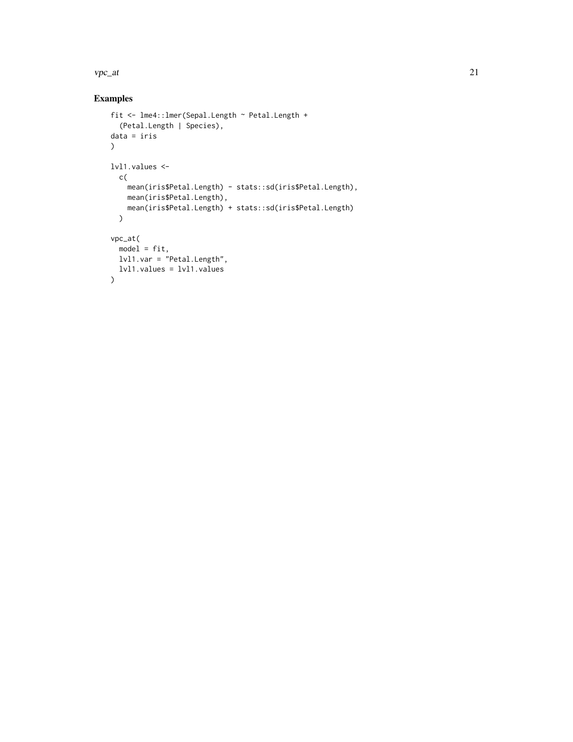## Examples

```
fit <- lme4::lmer(Sepal.Length ~ Petal.Length +
  (Petal.Length | Species),
data = iris
)

lvl1.values <-
  c(
    mean(iris$Petal.Length) - stats::sd(iris$Petal.Length),
    mean(iris$Petal.Length),
    mean(iris$Petal.Length) + stats::sd(iris$Petal.Length)
  )

vpc_at(
  model = fit,
  lvl1.var = "Petal.Length",
  lvl1.values = lvl1.values
)
```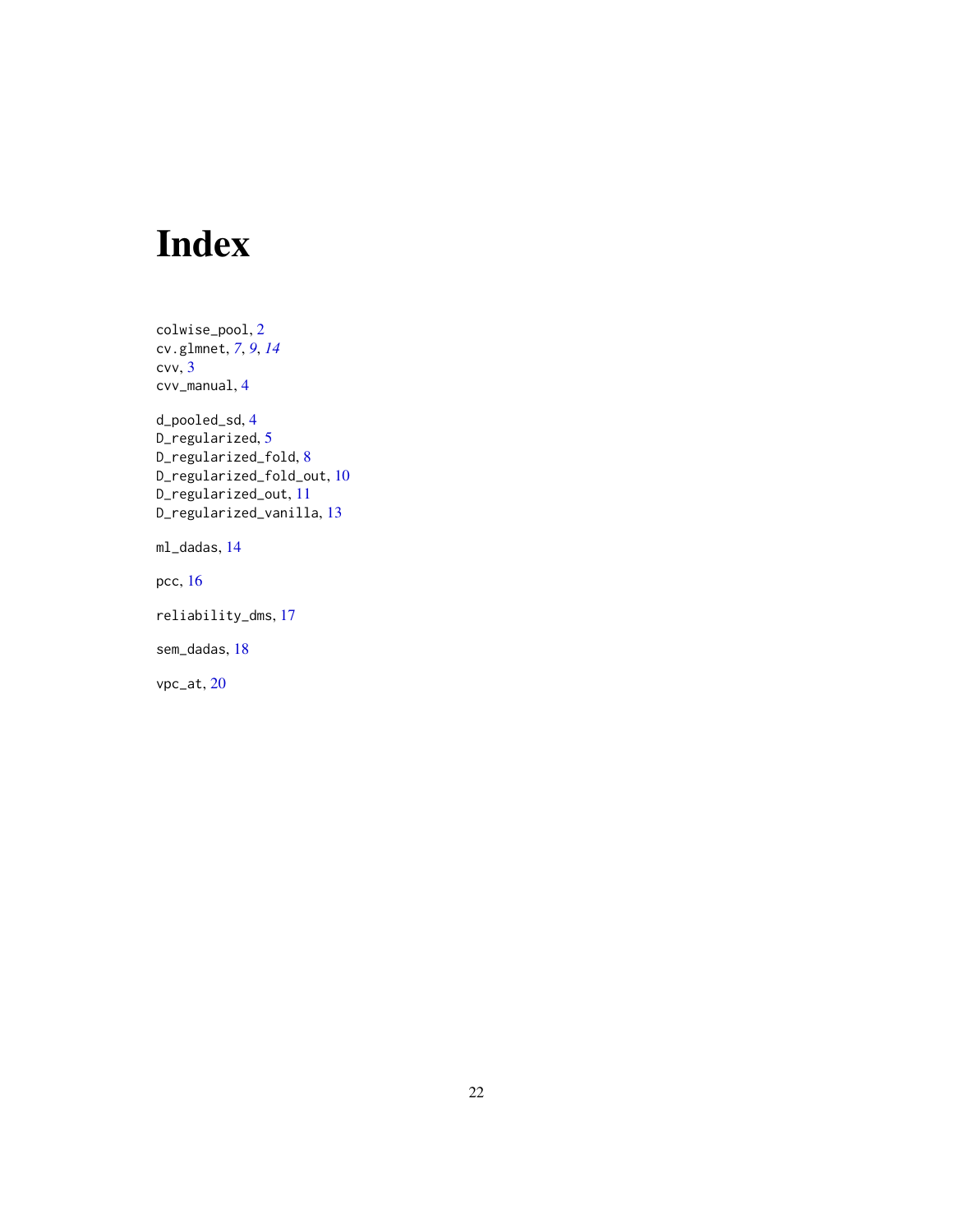# Index

colwise_pool, 2
cv.glmnet, *7*, *9*, *14*
cvv, 3
cvv_manual, 4

d_pooled_sd, 4
D_regularized, 5
D_regularized_fold, 8
D_regularized_fold_out, 10
D_regularized_out, 11
D_regularized_vanilla, 13

ml_dadas, 14

pcc, 16

reliability_dms, 17

sem_dadas, 18

vpc_at, 20